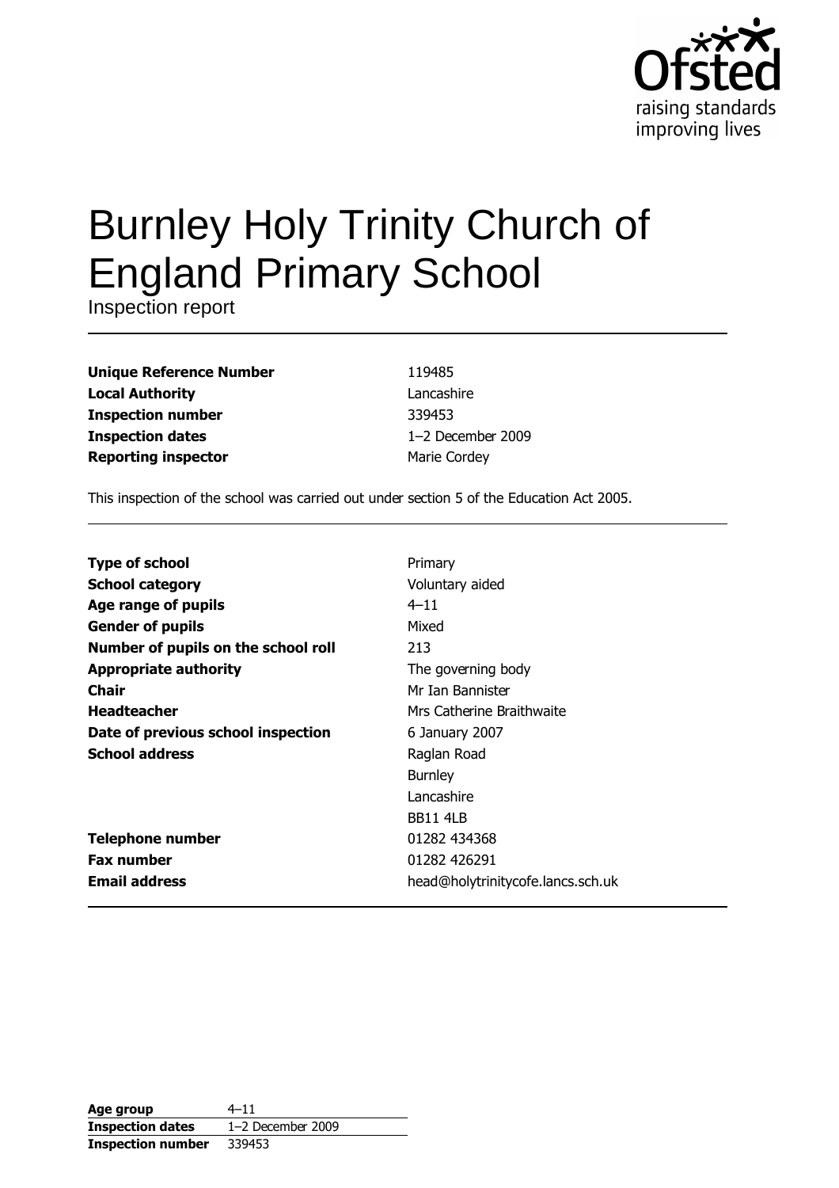Ofsted
raising standards
improving lives

# Burnley Holy Trinity Church of England Primary School

Inspection report

| | |
|---|---|
| **Unique Reference Number** | 119485 |
| **Local Authority** | Lancashire |
| **Inspection number** | 339453 |
| **Inspection dates** | 1–2 December 2009 |
| **Reporting inspector** | Marie Cordey |

This inspection of the school was carried out under section 5 of the Education Act 2005.

| | |
|---|---|
| **Type of school** | Primary |
| **School category** | Voluntary aided |
| **Age range of pupils** | 4–11 |
| **Gender of pupils** | Mixed |
| **Number of pupils on the school roll** | 213 |
| **Appropriate authority** | The governing body |
| **Chair** | Mr Ian Bannister |
| **Headteacher** | Mrs Catherine Braithwaite |
| **Date of previous school inspection** | 6 January 2007 |
| **School address** | Raglan Road<br>Burnley<br>Lancashire<br>BB11 4LB |
| **Telephone number** | 01282 434368 |
| **Fax number** | 01282 426291 |
| **Email address** | head@holytrinitycofe.lancs.sch.uk |

| | |
|---|---|
| **Age group** | 4–11 |
| **Inspection dates** | 1–2 December 2009 |
| **Inspection number** | 339453 |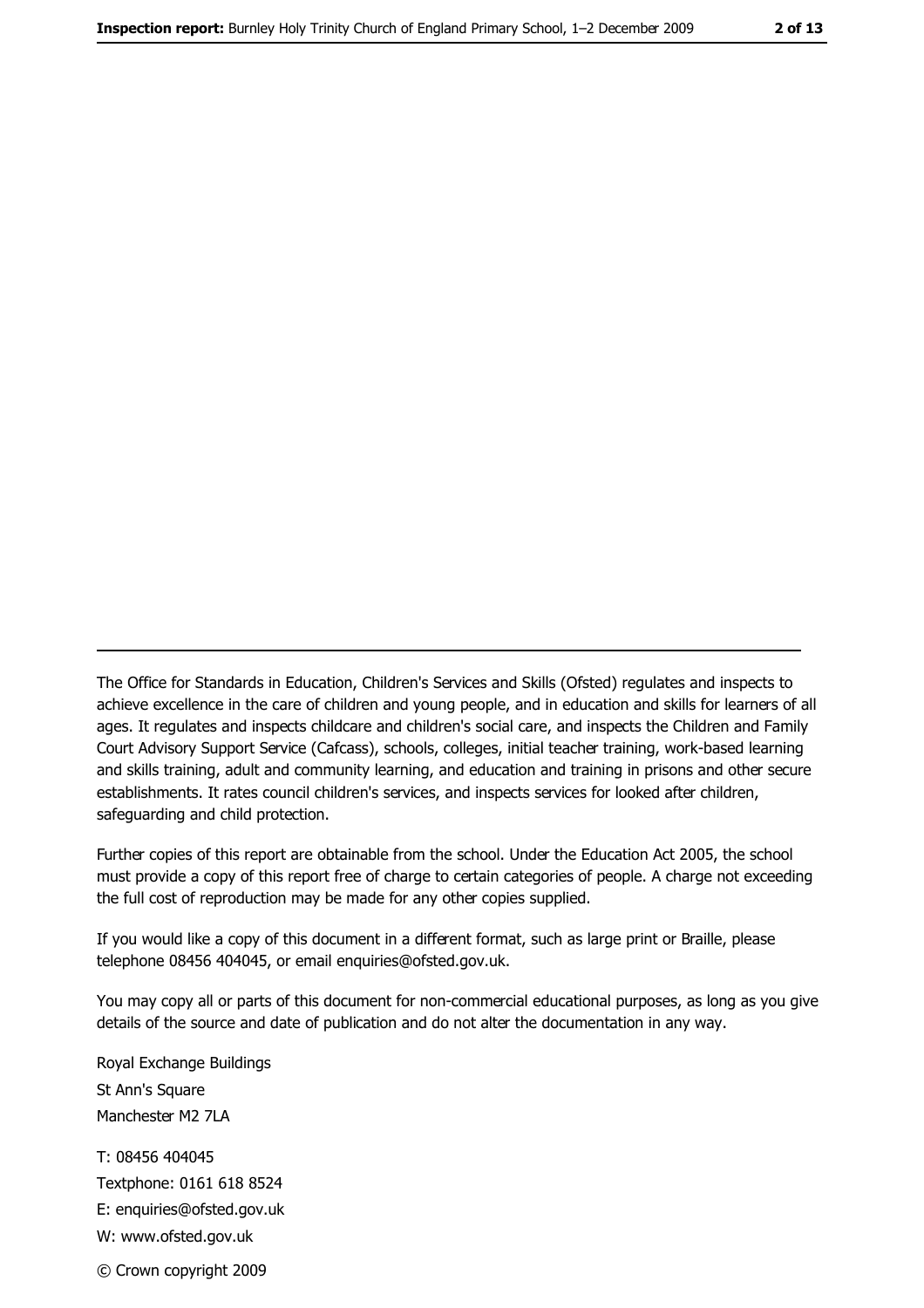The Office for Standards in Education, Children's Services and Skills (Ofsted) regulates and inspects to achieve excellence in the care of children and young people, and in education and skills for learners of all ages. It regulates and inspects childcare and children's social care, and inspects the Children and Family Court Advisory Support Service (Cafcass), schools, colleges, initial teacher training, work-based learning and skills training, adult and community learning, and education and training in prisons and other secure establishments. It rates council children's services, and inspects services for looked after children, safeguarding and child protection.

Further copies of this report are obtainable from the school. Under the Education Act 2005, the school must provide a copy of this report free of charge to certain categories of people. A charge not exceeding the full cost of reproduction may be made for any other copies supplied.

If you would like a copy of this document in a different format, such as large print or Braille, please telephone 08456 404045, or email enquiries@ofsted.gov.uk.

You may copy all or parts of this document for non-commercial educational purposes, as long as you give details of the source and date of publication and do not alter the documentation in any way.

Royal Exchange Buildings
St Ann's Square
Manchester M2 7LA

T: 08456 404045
Textphone: 0161 618 8524
E: enquiries@ofsted.gov.uk
W: www.ofsted.gov.uk

© Crown copyright 2009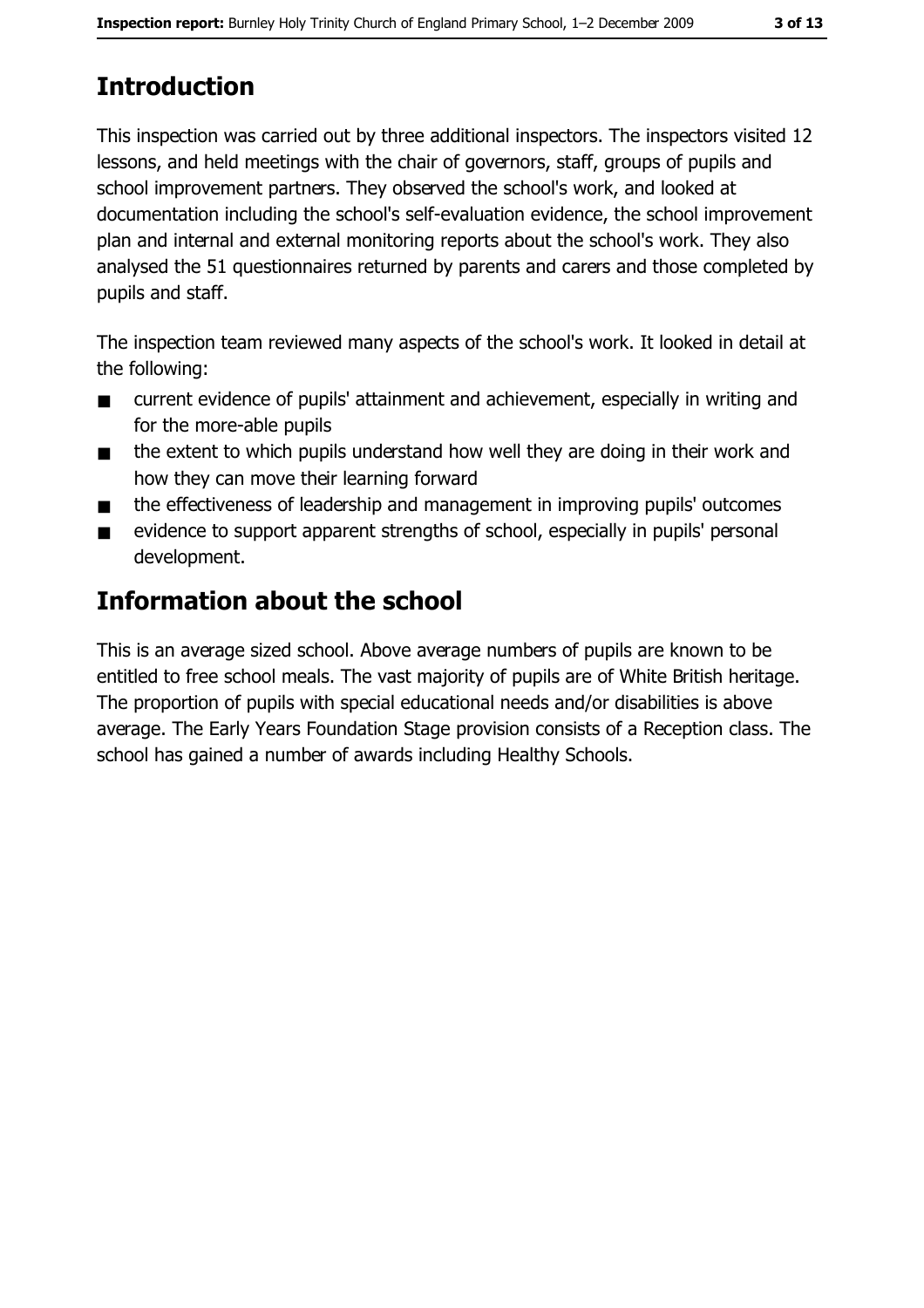# Introduction

This inspection was carried out by three additional inspectors. The inspectors visited 12 lessons, and held meetings with the chair of governors, staff, groups of pupils and school improvement partners. They observed the school's work, and looked at documentation including the school's self-evaluation evidence, the school improvement plan and internal and external monitoring reports about the school's work. They also analysed the 51 questionnaires returned by parents and carers and those completed by pupils and staff.

The inspection team reviewed many aspects of the school's work. It looked in detail at the following:

- current evidence of pupils' attainment and achievement, especially in writing and for the more-able pupils
- the extent to which pupils understand how well they are doing in their work and how they can move their learning forward
- the effectiveness of leadership and management in improving pupils' outcomes
- evidence to support apparent strengths of school, especially in pupils' personal development.

# Information about the school

This is an average sized school. Above average numbers of pupils are known to be entitled to free school meals. The vast majority of pupils are of White British heritage. The proportion of pupils with special educational needs and/or disabilities is above average. The Early Years Foundation Stage provision consists of a Reception class. The school has gained a number of awards including Healthy Schools.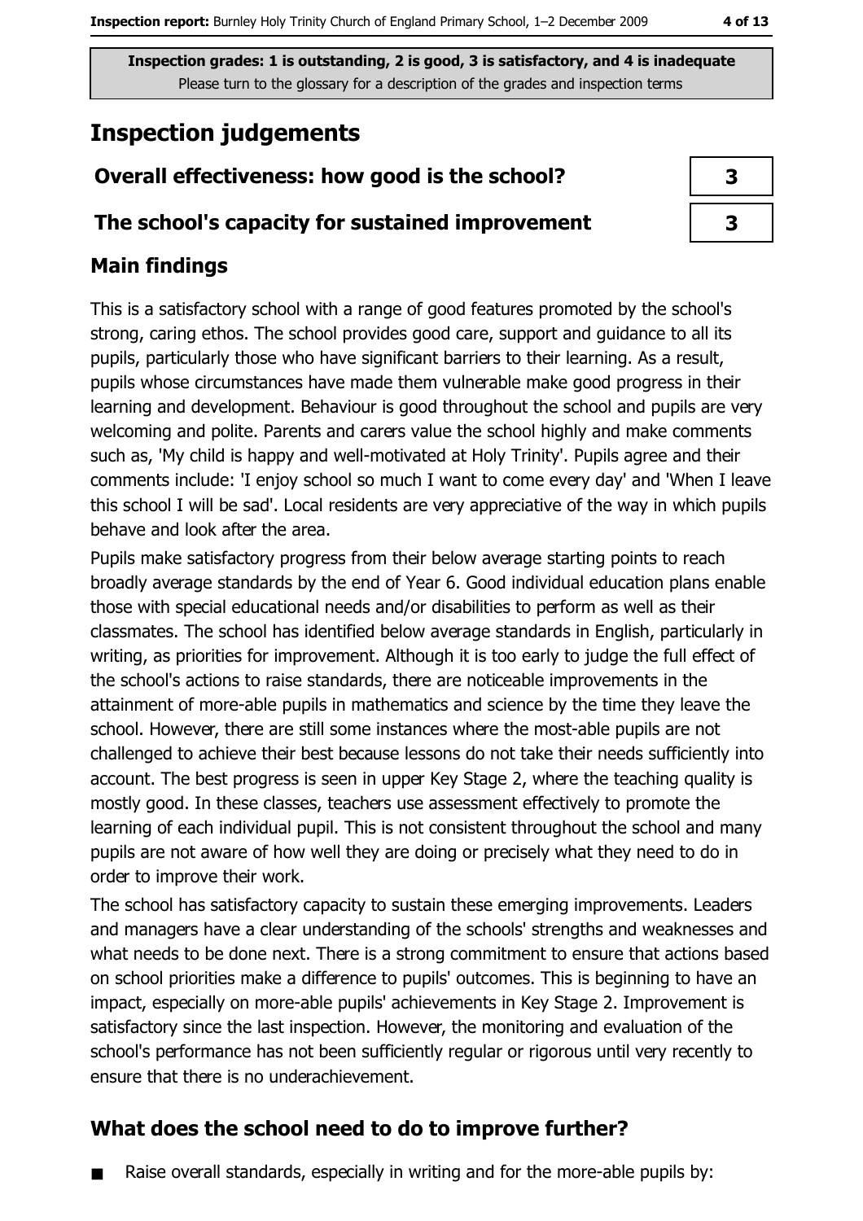**Inspection grades: 1 is outstanding, 2 is good, 3 is satisfactory, and 4 is inadequate**
Please turn to the glossary for a description of the grades and inspection terms

## Inspection judgements

| | |
|---|---|
| **Overall effectiveness: how good is the school?** | 3 |
| **The school's capacity for sustained improvement** | 3 |

### Main findings

This is a satisfactory school with a range of good features promoted by the school's strong, caring ethos. The school provides good care, support and guidance to all its pupils, particularly those who have significant barriers to their learning. As a result, pupils whose circumstances have made them vulnerable make good progress in their learning and development. Behaviour is good throughout the school and pupils are very welcoming and polite. Parents and carers value the school highly and make comments such as, 'My child is happy and well-motivated at Holy Trinity'. Pupils agree and their comments include: 'I enjoy school so much I want to come every day' and 'When I leave this school I will be sad'. Local residents are very appreciative of the way in which pupils behave and look after the area.

Pupils make satisfactory progress from their below average starting points to reach broadly average standards by the end of Year 6. Good individual education plans enable those with special educational needs and/or disabilities to perform as well as their classmates. The school has identified below average standards in English, particularly in writing, as priorities for improvement. Although it is too early to judge the full effect of the school's actions to raise standards, there are noticeable improvements in the attainment of more-able pupils in mathematics and science by the time they leave the school. However, there are still some instances where the most-able pupils are not challenged to achieve their best because lessons do not take their needs sufficiently into account. The best progress is seen in upper Key Stage 2, where the teaching quality is mostly good. In these classes, teachers use assessment effectively to promote the learning of each individual pupil. This is not consistent throughout the school and many pupils are not aware of how well they are doing or precisely what they need to do in order to improve their work.

The school has satisfactory capacity to sustain these emerging improvements. Leaders and managers have a clear understanding of the schools' strengths and weaknesses and what needs to be done next. There is a strong commitment to ensure that actions based on school priorities make a difference to pupils' outcomes. This is beginning to have an impact, especially on more-able pupils' achievements in Key Stage 2. Improvement is satisfactory since the last inspection. However, the monitoring and evaluation of the school's performance has not been sufficiently regular or rigorous until very recently to ensure that there is no underachievement.

### What does the school need to do to improve further?

- Raise overall standards, especially in writing and for the more-able pupils by: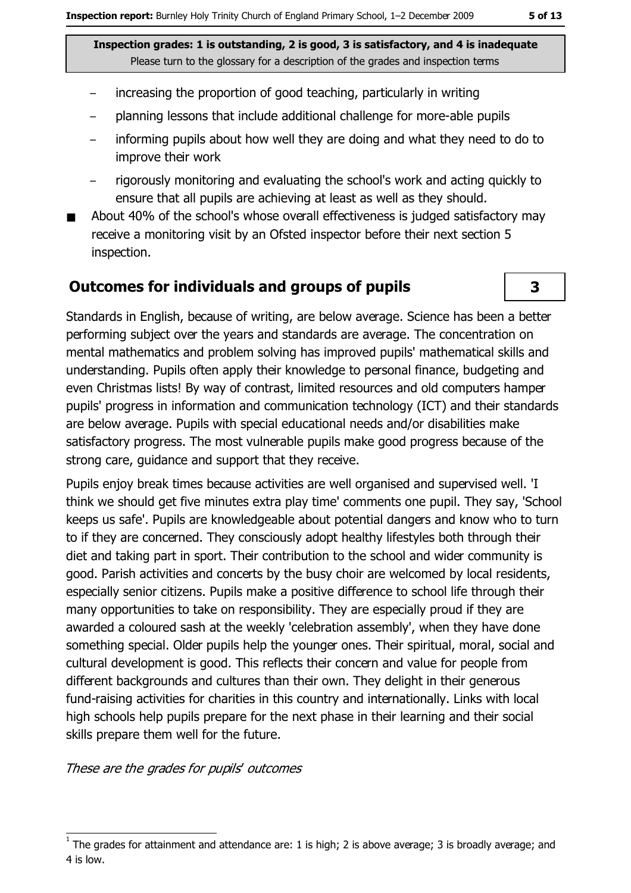Inspection grades: 1 is outstanding, 2 is good, 3 is satisfactory, and 4 is inadequate
Please turn to the glossary for a description of the grades and inspection terms

- increasing the proportion of good teaching, particularly in writing
- planning lessons that include additional challenge for more-able pupils
- informing pupils about how well they are doing and what they need to do to improve their work
- rigorously monitoring and evaluating the school's work and acting quickly to ensure that all pupils are achieving at least as well as they should.

- About 40% of the school's whose overall effectiveness is judged satisfactory may receive a monitoring visit by an Ofsted inspector before their next section 5 inspection.

## Outcomes for individuals and groups of pupils

**3**

Standards in English, because of writing, are below average. Science has been a better performing subject over the years and standards are average. The concentration on mental mathematics and problem solving has improved pupils' mathematical skills and understanding. Pupils often apply their knowledge to personal finance, budgeting and even Christmas lists! By way of contrast, limited resources and old computers hamper pupils' progress in information and communication technology (ICT) and their standards are below average. Pupils with special educational needs and/or disabilities make satisfactory progress. The most vulnerable pupils make good progress because of the strong care, guidance and support that they receive.

Pupils enjoy break times because activities are well organised and supervised well. 'I think we should get five minutes extra play time' comments one pupil. They say, 'School keeps us safe'. Pupils are knowledgeable about potential dangers and know who to turn to if they are concerned. They consciously adopt healthy lifestyles both through their diet and taking part in sport. Their contribution to the school and wider community is good. Parish activities and concerts by the busy choir are welcomed by local residents, especially senior citizens. Pupils make a positive difference to school life through their many opportunities to take on responsibility. They are especially proud if they are awarded a coloured sash at the weekly 'celebration assembly', when they have done something special. Older pupils help the younger ones. Their spiritual, moral, social and cultural development is good. This reflects their concern and value for people from different backgrounds and cultures than their own. They delight in their generous fund-raising activities for charities in this country and internationally. Links with local high schools help pupils prepare for the next phase in their learning and their social skills prepare them well for the future.

*These are the grades for pupils' outcomes*

[1] The grades for attainment and attendance are: 1 is high; 2 is above average; 3 is broadly average; and 4 is low.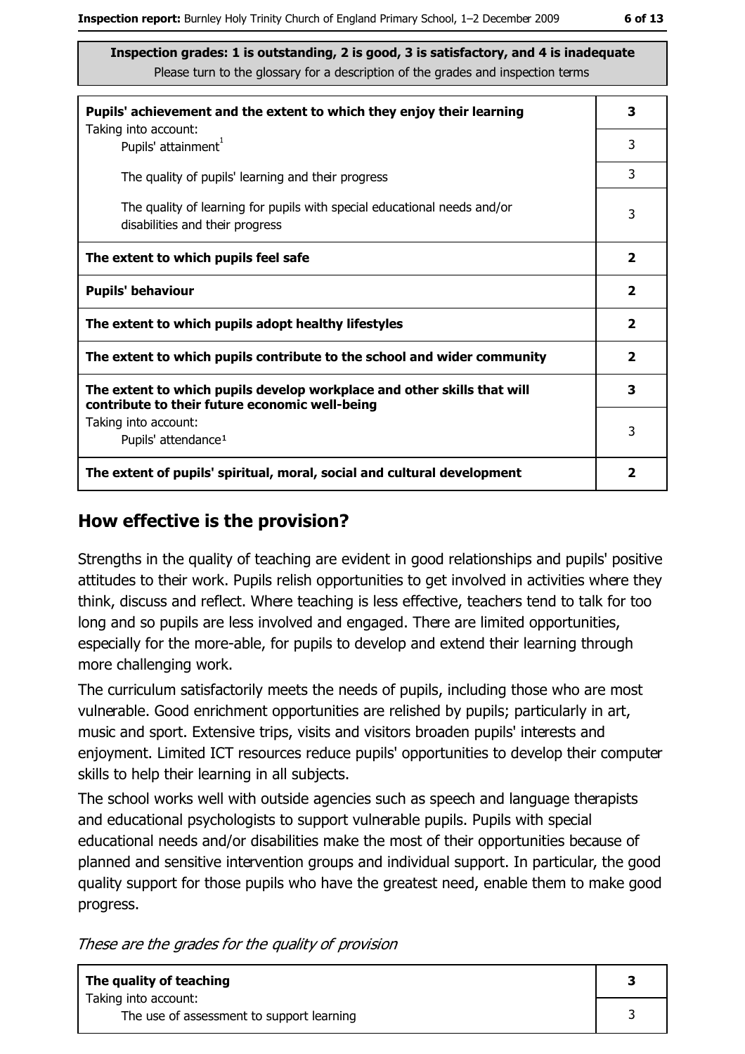**Inspection grades: 1 is outstanding, 2 is good, 3 is satisfactory, and 4 is inadequate**
Please turn to the glossary for a description of the grades and inspection terms

| | |
|---|---|
| **Pupils' achievement and the extent to which they enjoy their learning** | **3** |
| Taking into account: Pupils' attainment[1] | 3 |
| The quality of pupils' learning and their progress | 3 |
| The quality of learning for pupils with special educational needs and/or disabilities and their progress | 3 |
| **The extent to which pupils feel safe** | **2** |
| **Pupils' behaviour** | **2** |
| **The extent to which pupils adopt healthy lifestyles** | **2** |
| **The extent to which pupils contribute to the school and wider community** | **2** |
| **The extent to which pupils develop workplace and other skills that will contribute to their future economic well-being** | **3** |
| Taking into account: Pupils' attendance[1] | 3 |
| **The extent of pupils' spiritual, moral, social and cultural development** | **2** |

## How effective is the provision?

Strengths in the quality of teaching are evident in good relationships and pupils' positive attitudes to their work. Pupils relish opportunities to get involved in activities where they think, discuss and reflect. Where teaching is less effective, teachers tend to talk for too long and so pupils are less involved and engaged. There are limited opportunities, especially for the more-able, for pupils to develop and extend their learning through more challenging work.

The curriculum satisfactorily meets the needs of pupils, including those who are most vulnerable. Good enrichment opportunities are relished by pupils; particularly in art, music and sport. Extensive trips, visits and visitors broaden pupils' interests and enjoyment. Limited ICT resources reduce pupils' opportunities to develop their computer skills to help their learning in all subjects.

The school works well with outside agencies such as speech and language therapists and educational psychologists to support vulnerable pupils. Pupils with special educational needs and/or disabilities make the most of their opportunities because of planned and sensitive intervention groups and individual support. In particular, the good quality support for those pupils who have the greatest need, enable them to make good progress.

*These are the grades for the quality of provision*

| | |
|---|---|
| **The quality of teaching** | **3** |
| Taking into account: The use of assessment to support learning | 3 |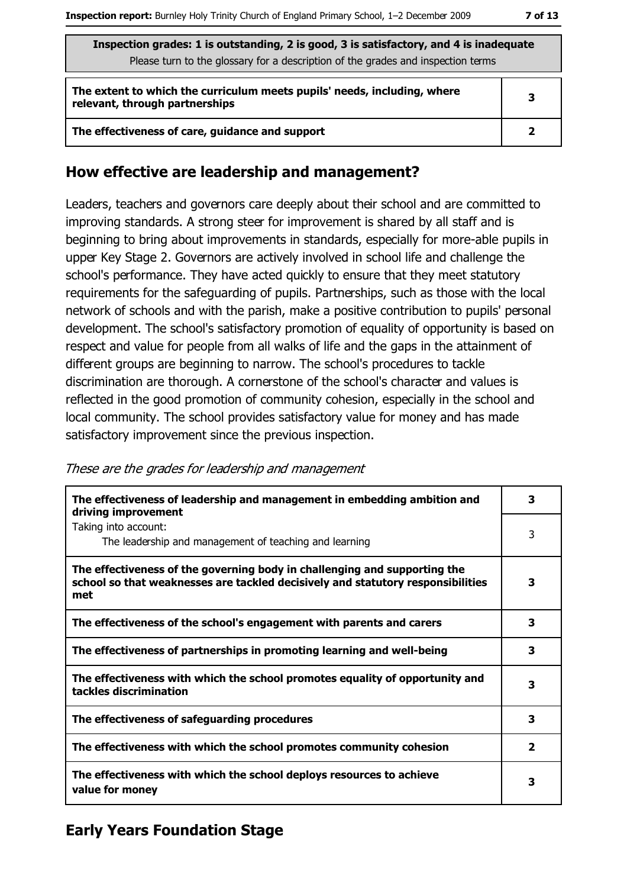| Inspection grades: 1 is outstanding, 2 is good, 3 is satisfactory, and 4 is inadequate<br>Please turn to the glossary for a description of the grades and inspection terms | |
|---|---|
| **The extent to which the curriculum meets pupils' needs, including, where relevant, through partnerships** | **3** |
| **The effectiveness of care, guidance and support** | **2** |

## How effective are leadership and management?

Leaders, teachers and governors care deeply about their school and are committed to improving standards. A strong steer for improvement is shared by all staff and is beginning to bring about improvements in standards, especially for more-able pupils in upper Key Stage 2. Governors are actively involved in school life and challenge the school's performance. They have acted quickly to ensure that they meet statutory requirements for the safeguarding of pupils. Partnerships, such as those with the local network of schools and with the parish, make a positive contribution to pupils' personal development. The school's satisfactory promotion of equality of opportunity is based on respect and value for people from all walks of life and the gaps in the attainment of different groups are beginning to narrow. The school's procedures to tackle discrimination are thorough. A cornerstone of the school's character and values is reflected in the good promotion of community cohesion, especially in the school and local community. The school provides satisfactory value for money and has made satisfactory improvement since the previous inspection.

*These are the grades for leadership and management*

| | |
|---|---|
| **The effectiveness of leadership and management in embedding ambition and driving improvement** | **3** |
| Taking into account:<br>The leadership and management of teaching and learning | 3 |
| **The effectiveness of the governing body in challenging and supporting the school so that weaknesses are tackled decisively and statutory responsibilities met** | **3** |
| **The effectiveness of the school's engagement with parents and carers** | **3** |
| **The effectiveness of partnerships in promoting learning and well-being** | **3** |
| **The effectiveness with which the school promotes equality of opportunity and tackles discrimination** | **3** |
| **The effectiveness of safeguarding procedures** | **3** |
| **The effectiveness with which the school promotes community cohesion** | **2** |
| **The effectiveness with which the school deploys resources to achieve value for money** | **3** |

## Early Years Foundation Stage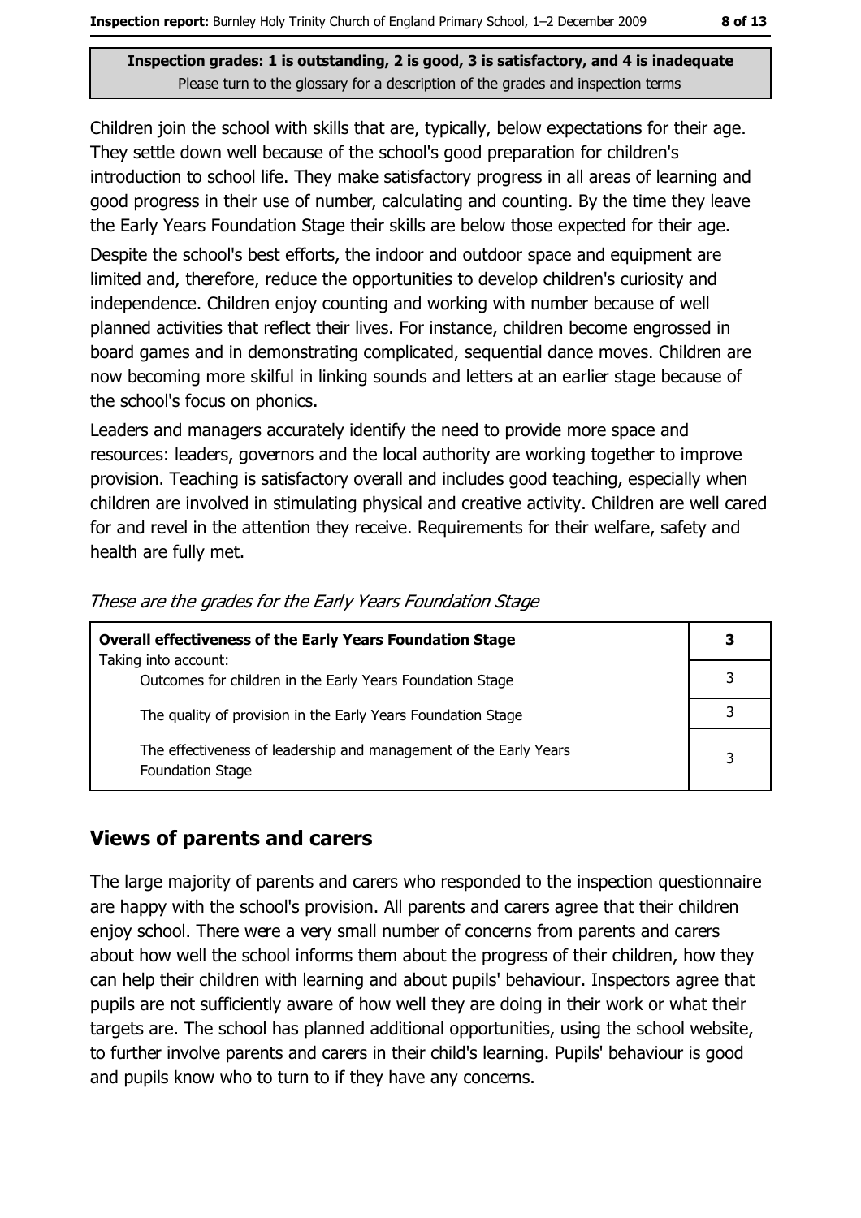**Inspection grades: 1 is outstanding, 2 is good, 3 is satisfactory, and 4 is inadequate**
Please turn to the glossary for a description of the grades and inspection terms

Children join the school with skills that are, typically, below expectations for their age. They settle down well because of the school's good preparation for children's introduction to school life. They make satisfactory progress in all areas of learning and good progress in their use of number, calculating and counting. By the time they leave the Early Years Foundation Stage their skills are below those expected for their age.

Despite the school's best efforts, the indoor and outdoor space and equipment are limited and, therefore, reduce the opportunities to develop children's curiosity and independence. Children enjoy counting and working with number because of well planned activities that reflect their lives. For instance, children become engrossed in board games and in demonstrating complicated, sequential dance moves. Children are now becoming more skilful in linking sounds and letters at an earlier stage because of the school's focus on phonics.

Leaders and managers accurately identify the need to provide more space and resources: leaders, governors and the local authority are working together to improve provision. Teaching is satisfactory overall and includes good teaching, especially when children are involved in stimulating physical and creative activity. Children are well cared for and revel in the attention they receive. Requirements for their welfare, safety and health are fully met.

*These are the grades for the Early Years Foundation Stage*

| **Overall effectiveness of the Early Years Foundation Stage** | **3** |
|---|---|
| Taking into account: Outcomes for children in the Early Years Foundation Stage | 3 |
| The quality of provision in the Early Years Foundation Stage | 3 |
| The effectiveness of leadership and management of the Early Years Foundation Stage | 3 |

## Views of parents and carers

The large majority of parents and carers who responded to the inspection questionnaire are happy with the school's provision. All parents and carers agree that their children enjoy school. There were a very small number of concerns from parents and carers about how well the school informs them about the progress of their children, how they can help their children with learning and about pupils' behaviour. Inspectors agree that pupils are not sufficiently aware of how well they are doing in their work or what their targets are. The school has planned additional opportunities, using the school website, to further involve parents and carers in their child's learning. Pupils' behaviour is good and pupils know who to turn to if they have any concerns.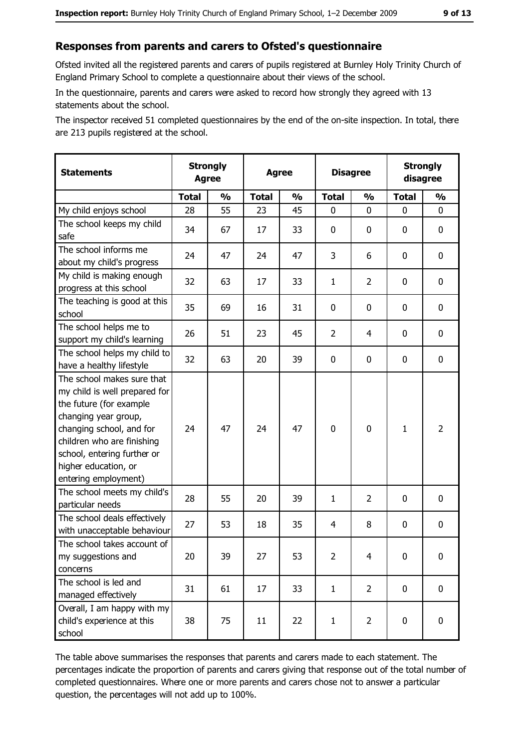## Responses from parents and carers to Ofsted's questionnaire

Ofsted invited all the registered parents and carers of pupils registered at Burnley Holy Trinity Church of England Primary School to complete a questionnaire about their views of the school.

In the questionnaire, parents and carers were asked to record how strongly they agreed with 13 statements about the school.

The inspector received 51 completed questionnaires by the end of the on-site inspection. In total, there are 213 pupils registered at the school.

| Statements | Strongly Agree | | Agree | | Disagree | | Strongly disagree | |
|---|---|---|---|---|---|---|---|---|
| | Total | % | Total | % | Total | % | Total | % |
| My child enjoys school | 28 | 55 | 23 | 45 | 0 | 0 | 0 | 0 |
| The school keeps my child safe | 34 | 67 | 17 | 33 | 0 | 0 | 0 | 0 |
| The school informs me about my child's progress | 24 | 47 | 24 | 47 | 3 | 6 | 0 | 0 |
| My child is making enough progress at this school | 32 | 63 | 17 | 33 | 1 | 2 | 0 | 0 |
| The teaching is good at this school | 35 | 69 | 16 | 31 | 0 | 0 | 0 | 0 |
| The school helps me to support my child's learning | 26 | 51 | 23 | 45 | 2 | 4 | 0 | 0 |
| The school helps my child to have a healthy lifestyle | 32 | 63 | 20 | 39 | 0 | 0 | 0 | 0 |
| The school makes sure that my child is well prepared for the future (for example changing year group, changing school, and for children who are finishing school, entering further or higher education, or entering employment) | 24 | 47 | 24 | 47 | 0 | 0 | 1 | 2 |
| The school meets my child's particular needs | 28 | 55 | 20 | 39 | 1 | 2 | 0 | 0 |
| The school deals effectively with unacceptable behaviour | 27 | 53 | 18 | 35 | 4 | 8 | 0 | 0 |
| The school takes account of my suggestions and concerns | 20 | 39 | 27 | 53 | 2 | 4 | 0 | 0 |
| The school is led and managed effectively | 31 | 61 | 17 | 33 | 1 | 2 | 0 | 0 |
| Overall, I am happy with my child's experience at this school | 38 | 75 | 11 | 22 | 1 | 2 | 0 | 0 |

The table above summarises the responses that parents and carers made to each statement. The percentages indicate the proportion of parents and carers giving that response out of the total number of completed questionnaires. Where one or more parents and carers chose not to answer a particular question, the percentages will not add up to 100%.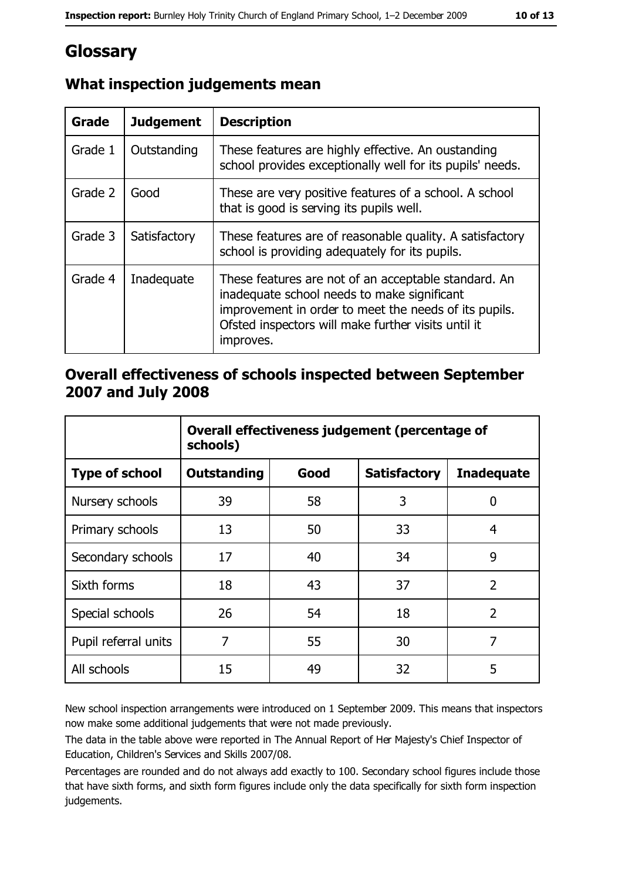# Glossary

## What inspection judgements mean

| Grade | Judgement | Description |
| --- | --- | --- |
| Grade 1 | Outstanding | These features are highly effective. An oustanding school provides exceptionally well for its pupils' needs. |
| Grade 2 | Good | These are very positive features of a school. A school that is good is serving its pupils well. |
| Grade 3 | Satisfactory | These features are of reasonable quality. A satisfactory school is providing adequately for its pupils. |
| Grade 4 | Inadequate | These features are not of an acceptable standard. An inadequate school needs to make significant improvement in order to meet the needs of its pupils. Ofsted inspectors will make further visits until it improves. |

## Overall effectiveness of schools inspected between September 2007 and July 2008

| | Overall effectiveness judgement (percentage of schools) | | | |
| --- | --- | --- | --- | --- |
| **Type of school** | **Outstanding** | **Good** | **Satisfactory** | **Inadequate** |
| Nursery schools | 39 | 58 | 3 | 0 |
| Primary schools | 13 | 50 | 33 | 4 |
| Secondary schools | 17 | 40 | 34 | 9 |
| Sixth forms | 18 | 43 | 37 | 2 |
| Special schools | 26 | 54 | 18 | 2 |
| Pupil referral units | 7 | 55 | 30 | 7 |
| All schools | 15 | 49 | 32 | 5 |

New school inspection arrangements were introduced on 1 September 2009. This means that inspectors now make some additional judgements that were not made previously.

The data in the table above were reported in The Annual Report of Her Majesty's Chief Inspector of Education, Children's Services and Skills 2007/08.

Percentages are rounded and do not always add exactly to 100. Secondary school figures include those that have sixth forms, and sixth form figures include only the data specifically for sixth form inspection judgements.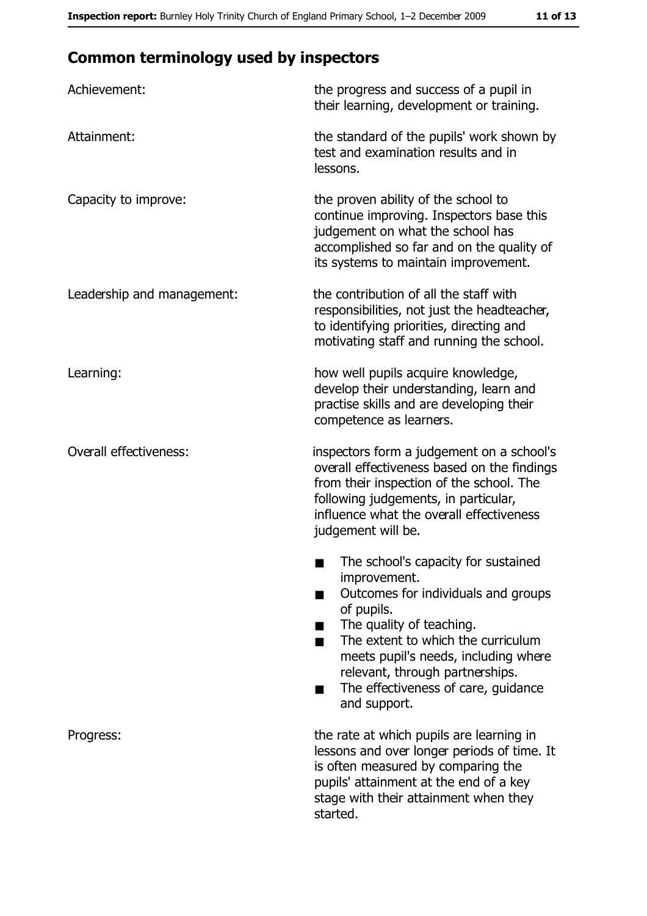## Common terminology used by inspectors

| | |
|---|---|
| Achievement: | the progress and success of a pupil in their learning, development or training. |
| Attainment: | the standard of the pupils' work shown by test and examination results and in lessons. |
| Capacity to improve: | the proven ability of the school to continue improving. Inspectors base this judgement on what the school has accomplished so far and on the quality of its systems to maintain improvement. |
| Leadership and management: | the contribution of all the staff with responsibilities, not just the headteacher, to identifying priorities, directing and motivating staff and running the school. |
| Learning: | how well pupils acquire knowledge, develop their understanding, learn and practise skills and are developing their competence as learners. |
| Overall effectiveness: | inspectors form a judgement on a school's overall effectiveness based on the findings from their inspection of the school. The following judgements, in particular, influence what the overall effectiveness judgement will be. ■ The school's capacity for sustained improvement. ■ Outcomes for individuals and groups of pupils. ■ The quality of teaching. ■ The extent to which the curriculum meets pupil's needs, including where relevant, through partnerships. ■ The effectiveness of care, guidance and support. |
| Progress: | the rate at which pupils are learning in lessons and over longer periods of time. It is often measured by comparing the pupils' attainment at the end of a key stage with their attainment when they started. |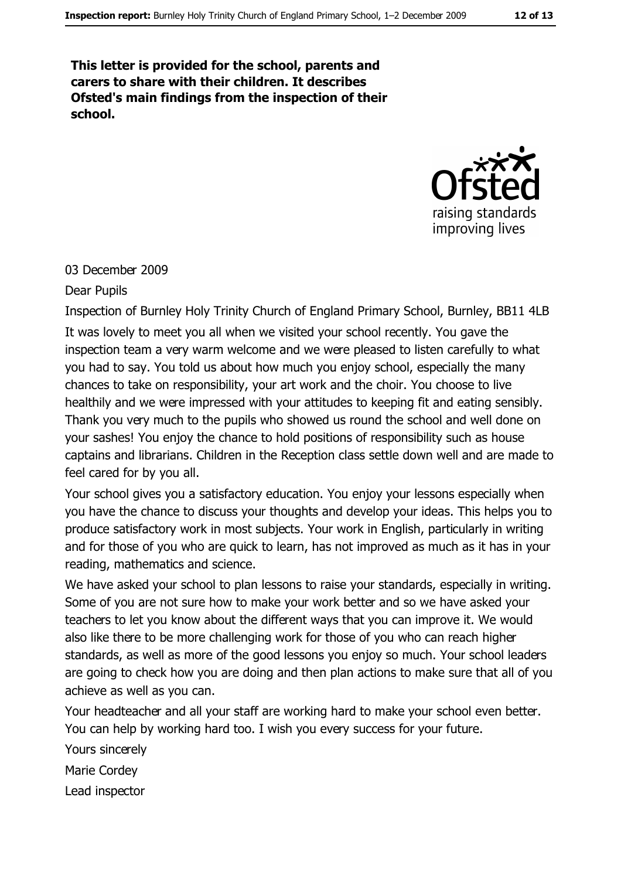**This letter is provided for the school, parents and carers to share with their children. It describes Ofsted's main findings from the inspection of their school.**

03 December 2009

Dear Pupils

Inspection of Burnley Holy Trinity Church of England Primary School, Burnley, BB11 4LB

It was lovely to meet you all when we visited your school recently. You gave the inspection team a very warm welcome and we were pleased to listen carefully to what you had to say. You told us about how much you enjoy school, especially the many chances to take on responsibility, your art work and the choir. You choose to live healthily and we were impressed with your attitudes to keeping fit and eating sensibly. Thank you very much to the pupils who showed us round the school and well done on your sashes! You enjoy the chance to hold positions of responsibility such as house captains and librarians. Children in the Reception class settle down well and are made to feel cared for by you all.

Your school gives you a satisfactory education. You enjoy your lessons especially when you have the chance to discuss your thoughts and develop your ideas. This helps you to produce satisfactory work in most subjects. Your work in English, particularly in writing and for those of you who are quick to learn, has not improved as much as it has in your reading, mathematics and science.

We have asked your school to plan lessons to raise your standards, especially in writing. Some of you are not sure how to make your work better and so we have asked your teachers to let you know about the different ways that you can improve it. We would also like there to be more challenging work for those of you who can reach higher standards, as well as more of the good lessons you enjoy so much. Your school leaders are going to check how you are doing and then plan actions to make sure that all of you achieve as well as you can.

Your headteacher and all your staff are working hard to make your school even better. You can help by working hard too. I wish you every success for your future.

Yours sincerely

Marie Cordey

Lead inspector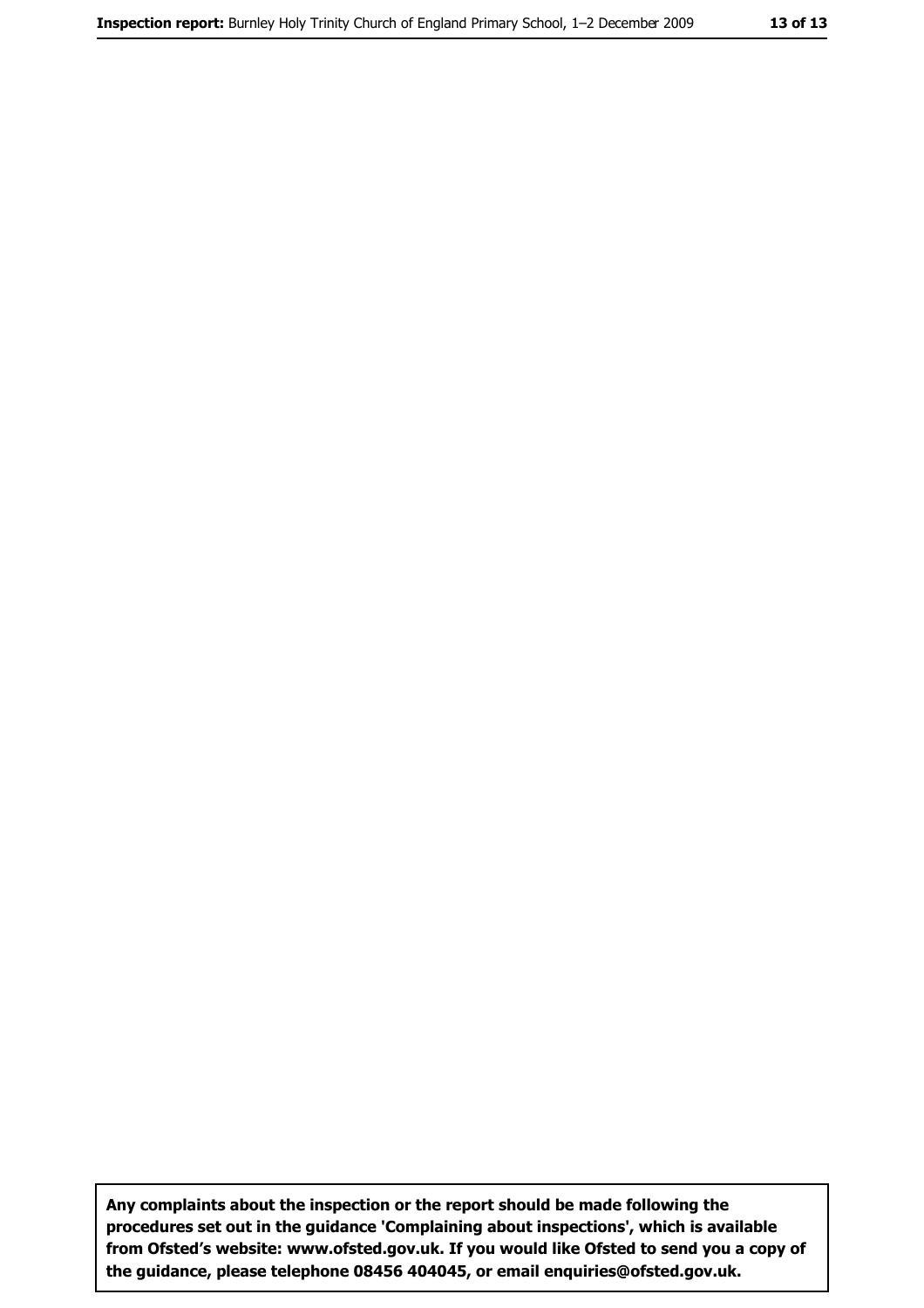**Any complaints about the inspection or the report should be made following the procedures set out in the guidance 'Complaining about inspections', which is available from Ofsted's website: www.ofsted.gov.uk. If you would like Ofsted to send you a copy of the guidance, please telephone 08456 404045, or email enquiries@ofsted.gov.uk.**